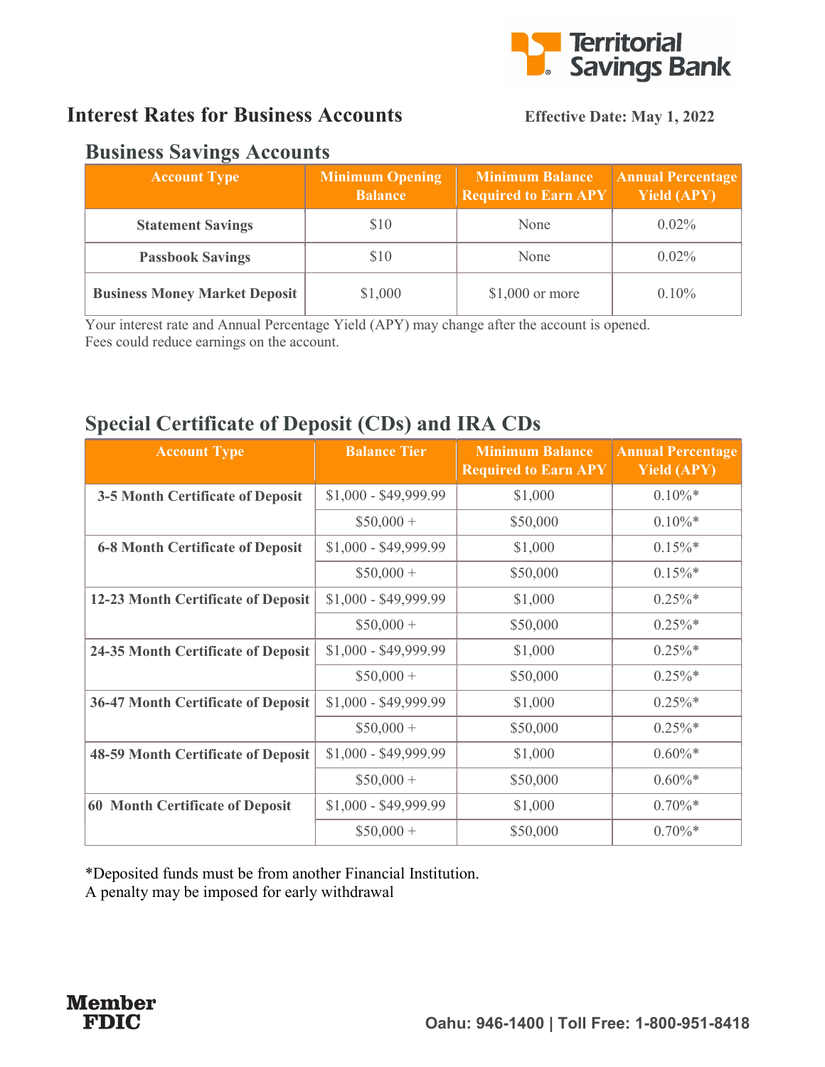Territorial Savings Bank

# Interest Rates for Business Accounts

**Effective Date: May 1, 2022**

## Business Savings Accounts

| Account Type | Minimum Opening Balance | Minimum Balance Required to Earn APY | Annual Percentage Yield (APY) |
|---|---|---|---|
| **Statement Savings** | $10 | None | 0.02% |
| **Passbook Savings** | $10 | None | 0.02% |
| **Business Money Market Deposit** | $1,000 | $1,000 or more | 0.10% |

Your interest rate and Annual Percentage Yield (APY) may change after the account is opened.
Fees could reduce earnings on the account.

## Special Certificate of Deposit (CDs) and IRA CDs

| Account Type | Balance Tier | Minimum Balance Required to Earn APY | Annual Percentage Yield (APY) |
|---|---|---|---|
| **3-5 Month Certificate of Deposit** | $1,000 - $49,999.99 | $1,000 | 0.10%* |
| | $50,000 + | $50,000 | 0.10%* |
| **6-8 Month Certificate of Deposit** | $1,000 - $49,999.99 | $1,000 | 0.15%* |
| | $50,000 + | $50,000 | 0.15%* |
| **12-23 Month Certificate of Deposit** | $1,000 - $49,999.99 | $1,000 | 0.25%* |
| | $50,000 + | $50,000 | 0.25%* |
| **24-35 Month Certificate of Deposit** | $1,000 - $49,999.99 | $1,000 | 0.25%* |
| | $50,000 + | $50,000 | 0.25%* |
| **36-47 Month Certificate of Deposit** | $1,000 - $49,999.99 | $1,000 | 0.25%* |
| | $50,000 + | $50,000 | 0.25%* |
| **48-59 Month Certificate of Deposit** | $1,000 - $49,999.99 | $1,000 | 0.60%* |
| | $50,000 + | $50,000 | 0.60%* |
| **60 Month Certificate of Deposit** | $1,000 - $49,999.99 | $1,000 | 0.70%* |
| | $50,000 + | $50,000 | 0.70%* |

*Deposited funds must be from another Financial Institution.
A penalty may be imposed for early withdrawal

**Member FDIC**

**Oahu: 946-1400 | Toll Free: 1-800-951-8418**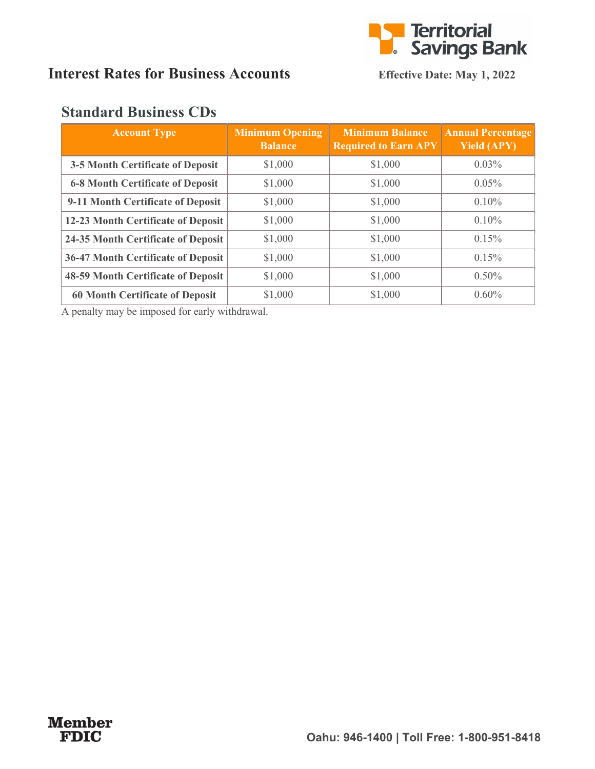Territorial Savings Bank

# Interest Rates for Business Accounts

**Effective Date: May 1, 2022**

## Standard Business CDs

| Account Type | Minimum Opening Balance | Minimum Balance Required to Earn APY | Annual Percentage Yield (APY) |
|---|---|---|---|
| **3-5 Month Certificate of Deposit** | $1,000 | $1,000 | 0.03% |
| **6-8 Month Certificate of Deposit** | $1,000 | $1,000 | 0.05% |
| **9-11 Month Certificate of Deposit** | $1,000 | $1,000 | 0.10% |
| **12-23 Month Certificate of Deposit** | $1,000 | $1,000 | 0.10% |
| **24-35 Month Certificate of Deposit** | $1,000 | $1,000 | 0.15% |
| **36-47 Month Certificate of Deposit** | $1,000 | $1,000 | 0.15% |
| **48-59 Month Certificate of Deposit** | $1,000 | $1,000 | 0.50% |
| **60 Month Certificate of Deposit** | $1,000 | $1,000 | 0.60% |

A penalty may be imposed for early withdrawal.

**Member FDIC**

**Oahu: 946-1400 | Toll Free: 1-800-951-8418**